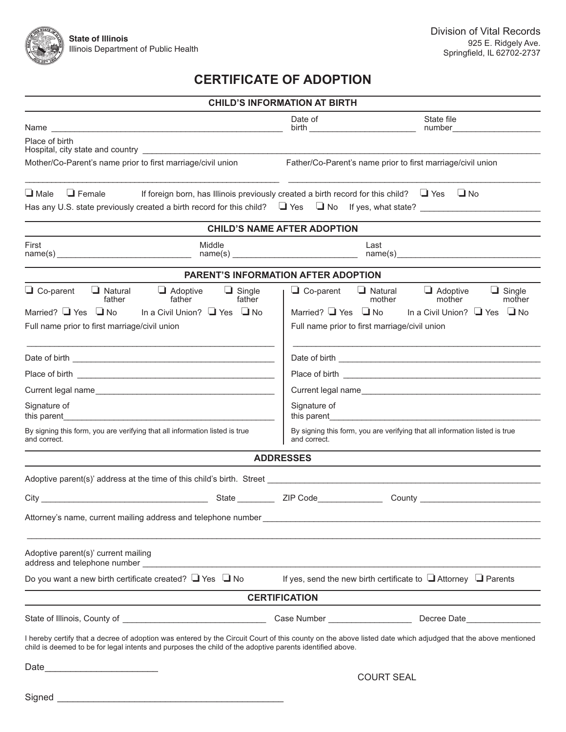State of Illinois
Illinois Department of Public Health

Division of Vital Records
925 E. Ridgely Ave.
Springfield, IL 62702-2737

# CERTIFICATE OF ADOPTION

## CHILD'S INFORMATION AT BIRTH

Name ______________________________ Date of birth ____________________ State file number__________________

Place of birth
Hospital, city state and country ____________________________________________

Mother/Co-Parent's name prior to first marriage/civil union ______________________________

Father/Co-Parent's name prior to first marriage/civil union ______________________________

❑ Male ❑ Female If foreign born, has Illinois previously created a birth record for this child? ❑ Yes ❑ No

Has any U.S. state previously created a birth record for this child? ❑ Yes ❑ No If yes, what state? ____________________

## CHILD'S NAME AFTER ADOPTION

First name(s) ______________________ Middle name(s) ______________________ Last name(s)______________________

## PARENT'S INFORMATION AFTER ADOPTION

❑ Co-parent ❑ Natural father ❑ Adoptive father ❑ Single father

Married? ❑ Yes ❑ No In a Civil Union? ❑ Yes ❑ No

Full name prior to first marriage/civil union

______________________________________________

Date of birth ______________________________

Place of birth ______________________________

Current legal name______________________________

Signature of this parent______________________________

By signing this form, you are verifying that all information listed is true and correct.

❑ Co-parent ❑ Natural mother ❑ Adoptive mother ❑ Single mother

Married? ❑ Yes ❑ No In a Civil Union? ❑ Yes ❑ No

Full name prior to first marriage/civil union

______________________________________________

Date of birth ______________________________

Place of birth ______________________________

Current legal name______________________________

Signature of this parent______________________________

By signing this form, you are verifying that all information listed is true and correct.

## ADDRESSES

Adoptive parent(s)' address at the time of this child's birth. Street ______________________________________

City ______________________ State ________ ZIP Code______________ County ____________________

Attorney's name, current mailing address and telephone number ______________________________________

______________________________________________________________________________

Adoptive parent(s)' current mailing address and telephone number ______________________________________

Do you want a new birth certificate created? ❑ Yes ❑ No If yes, send the new birth certificate to ❑ Attorney ❑ Parents

## CERTIFICATION

State of Illinois, County of ______________________ Case Number __________________ Decree Date________________

I hereby certify that a decree of adoption was entered by the Circuit Court of this county on the above listed date which adjudged that the above mentioned child is deemed to be for legal intents and purposes the child of the adoptive parents identified above.

Date______________________

COURT SEAL

Signed ____________________________________________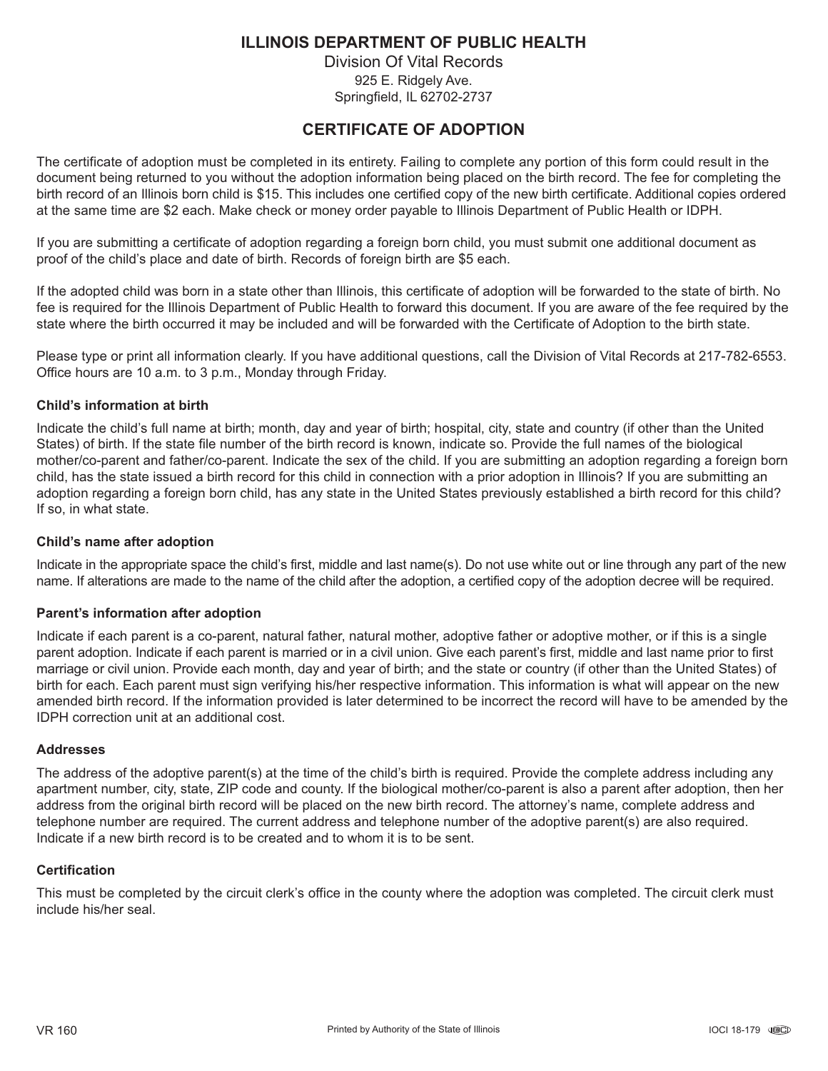# ILLINOIS DEPARTMENT OF PUBLIC HEALTH

Division Of Vital Records
925 E. Ridgely Ave.
Springfield, IL 62702-2737

## CERTIFICATE OF ADOPTION

The certificate of adoption must be completed in its entirety. Failing to complete any portion of this form could result in the document being returned to you without the adoption information being placed on the birth record. The fee for completing the birth record of an Illinois born child is $15. This includes one certified copy of the new birth certificate. Additional copies ordered at the same time are $2 each. Make check or money order payable to Illinois Department of Public Health or IDPH.

If you are submitting a certificate of adoption regarding a foreign born child, you must submit one additional document as proof of the child's place and date of birth. Records of foreign birth are $5 each.

If the adopted child was born in a state other than Illinois, this certificate of adoption will be forwarded to the state of birth. No fee is required for the Illinois Department of Public Health to forward this document. If you are aware of the fee required by the state where the birth occurred it may be included and will be forwarded with the Certificate of Adoption to the birth state.

Please type or print all information clearly. If you have additional questions, call the Division of Vital Records at 217-782-6553. Office hours are 10 a.m. to 3 p.m., Monday through Friday.

### Child's information at birth

Indicate the child's full name at birth; month, day and year of birth; hospital, city, state and country (if other than the United States) of birth. If the state file number of the birth record is known, indicate so. Provide the full names of the biological mother/co-parent and father/co-parent. Indicate the sex of the child. If you are submitting an adoption regarding a foreign born child, has the state issued a birth record for this child in connection with a prior adoption in Illinois? If you are submitting an adoption regarding a foreign born child, has any state in the United States previously established a birth record for this child? If so, in what state.

### Child's name after adoption

Indicate in the appropriate space the child's first, middle and last name(s). Do not use white out or line through any part of the new name. If alterations are made to the name of the child after the adoption, a certified copy of the adoption decree will be required.

### Parent's information after adoption

Indicate if each parent is a co-parent, natural father, natural mother, adoptive father or adoptive mother, or if this is a single parent adoption. Indicate if each parent is married or in a civil union. Give each parent's first, middle and last name prior to first marriage or civil union. Provide each month, day and year of birth; and the state or country (if other than the United States) of birth for each. Each parent must sign verifying his/her respective information. This information is what will appear on the new amended birth record. If the information provided is later determined to be incorrect the record will have to be amended by the IDPH correction unit at an additional cost.

### Addresses

The address of the adoptive parent(s) at the time of the child's birth is required. Provide the complete address including any apartment number, city, state, ZIP code and county. If the biological mother/co-parent is also a parent after adoption, then her address from the original birth record will be placed on the new birth record. The attorney's name, complete address and telephone number are required. The current address and telephone number of the adoptive parent(s) are also required. Indicate if a new birth record is to be created and to whom it is to be sent.

### Certification

This must be completed by the circuit clerk's office in the county where the adoption was completed. The circuit clerk must include his/her seal.

VR 160 Printed by Authority of the State of Illinois IOCI 18-179